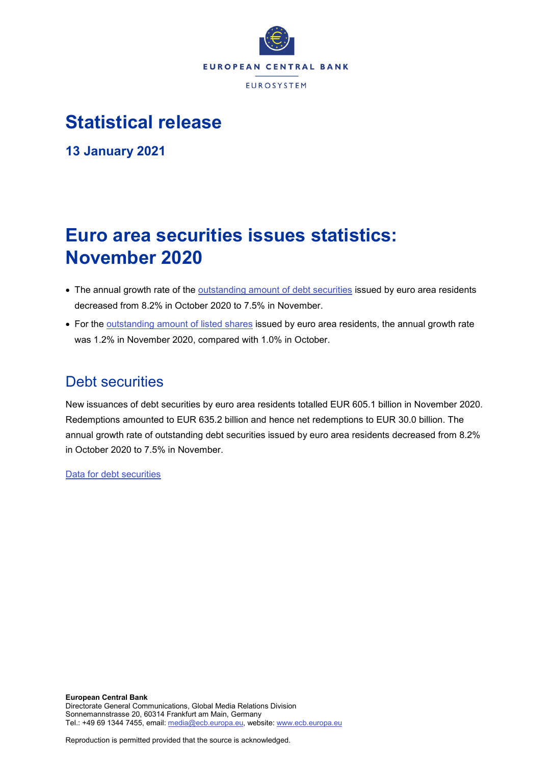EUROPEAN CENTRAL BANK

EUROSYSTEM

# Statistical release

**13 January 2021**

# Euro area securities issues statistics: November 2020

- The annual growth rate of the outstanding amount of debt securities issued by euro area residents decreased from 8.2% in October 2020 to 7.5% in November.
- For the outstanding amount of listed shares issued by euro area residents, the annual growth rate was 1.2% in November 2020, compared with 1.0% in October.

## Debt securities

New issuances of debt securities by euro area residents totalled EUR 605.1 billion in November 2020. Redemptions amounted to EUR 635.2 billion and hence net redemptions to EUR 30.0 billion. The annual growth rate of outstanding debt securities issued by euro area residents decreased from 8.2% in October 2020 to 7.5% in November.

Data for debt securities

**European Central Bank**
Directorate General Communications, Global Media Relations Division
Sonnemannstrasse 20, 60314 Frankfurt am Main, Germany
Tel.: +49 69 1344 7455, email: media@ecb.europa.eu, website: www.ecb.europa.eu

Reproduction is permitted provided that the source is acknowledged.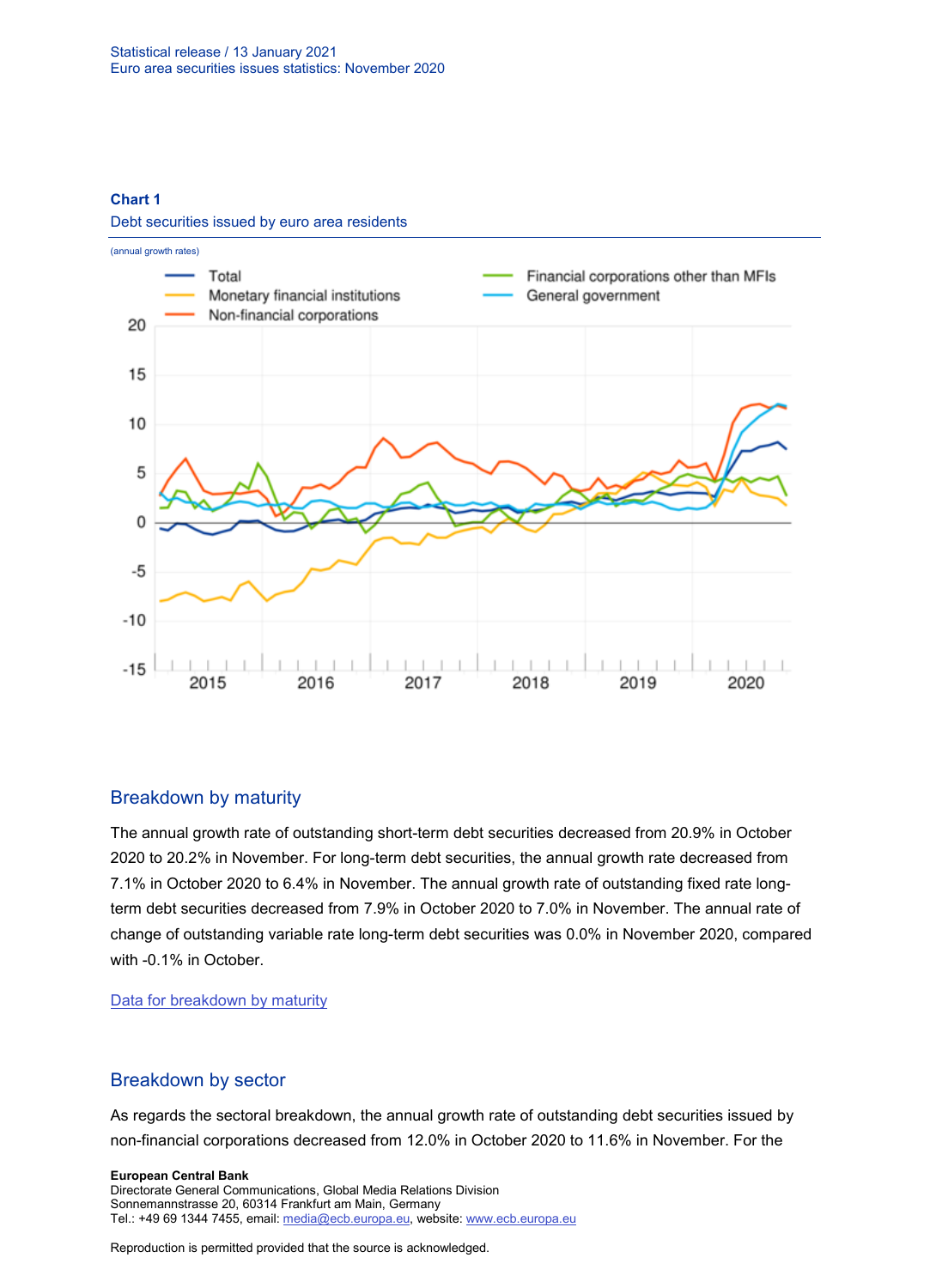**Chart 1**

Debt securities issued by euro area residents

(annual growth rates)

## Breakdown by maturity

The annual growth rate of outstanding short-term debt securities decreased from 20.9% in October 2020 to 20.2% in November. For long-term debt securities, the annual growth rate decreased from 7.1% in October 2020 to 6.4% in November. The annual growth rate of outstanding fixed rate long-term debt securities decreased from 7.9% in October 2020 to 7.0% in November. The annual rate of change of outstanding variable rate long-term debt securities was 0.0% in November 2020, compared with -0.1% in October.

[Data for breakdown by maturity]

## Breakdown by sector

As regards the sectoral breakdown, the annual growth rate of outstanding debt securities issued by non-financial corporations decreased from 12.0% in October 2020 to 11.6% in November. For the

**European Central Bank**
Directorate General Communications, Global Media Relations Division
Sonnemannstrasse 20, 60314 Frankfurt am Main, Germany
Tel.: +49 69 1344 7455, email: media@ecb.europa.eu, website: www.ecb.europa.eu

Reproduction is permitted provided that the source is acknowledged.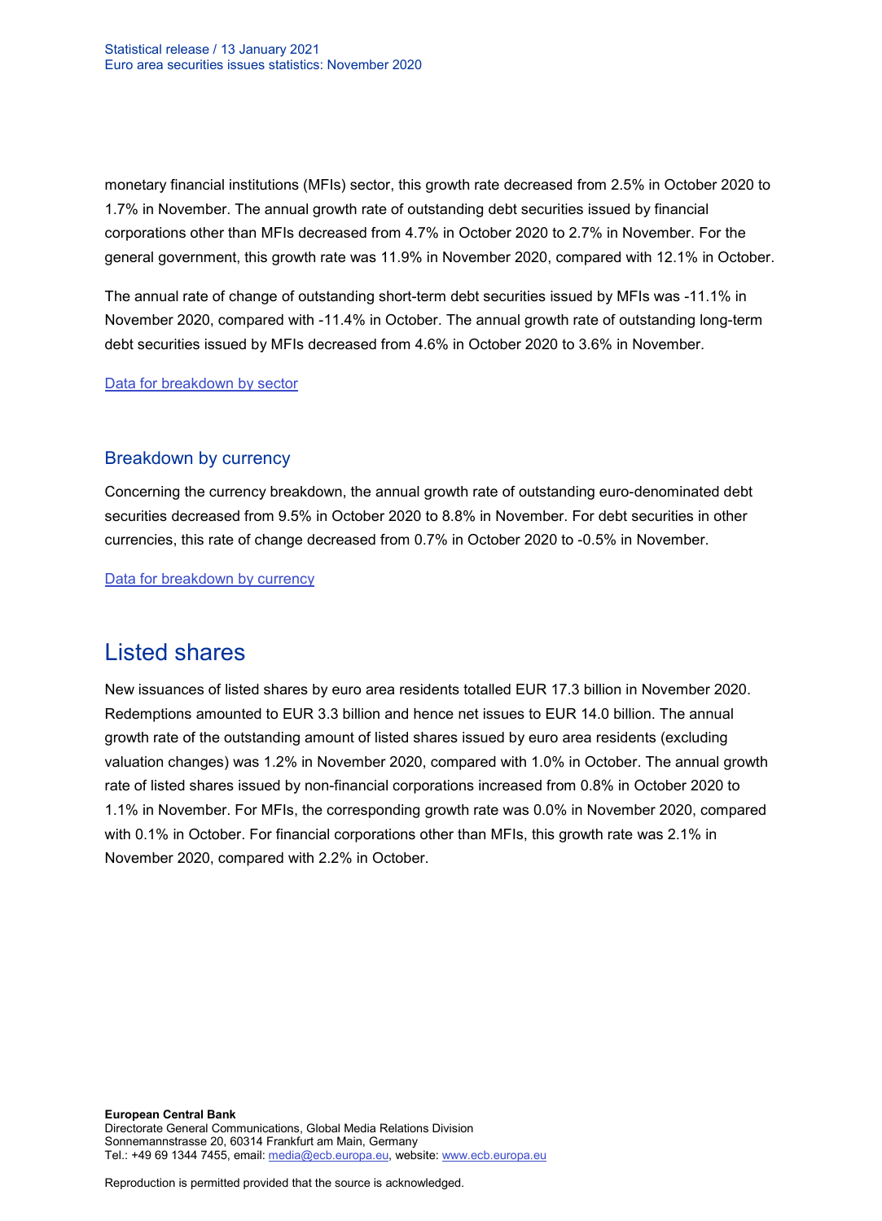monetary financial institutions (MFIs) sector, this growth rate decreased from 2.5% in October 2020 to 1.7% in November. The annual growth rate of outstanding debt securities issued by financial corporations other than MFIs decreased from 4.7% in October 2020 to 2.7% in November. For the general government, this growth rate was 11.9% in November 2020, compared with 12.1% in October.

The annual rate of change of outstanding short-term debt securities issued by MFIs was -11.1% in November 2020, compared with -11.4% in October. The annual growth rate of outstanding long-term debt securities issued by MFIs decreased from 4.6% in October 2020 to 3.6% in November.

Data for breakdown by sector

### Breakdown by currency

Concerning the currency breakdown, the annual growth rate of outstanding euro-denominated debt securities decreased from 9.5% in October 2020 to 8.8% in November. For debt securities in other currencies, this rate of change decreased from 0.7% in October 2020 to -0.5% in November.

Data for breakdown by currency

## Listed shares

New issuances of listed shares by euro area residents totalled EUR 17.3 billion in November 2020. Redemptions amounted to EUR 3.3 billion and hence net issues to EUR 14.0 billion. The annual growth rate of the outstanding amount of listed shares issued by euro area residents (excluding valuation changes) was 1.2% in November 2020, compared with 1.0% in October. The annual growth rate of listed shares issued by non-financial corporations increased from 0.8% in October 2020 to 1.1% in November. For MFIs, the corresponding growth rate was 0.0% in November 2020, compared with 0.1% in October. For financial corporations other than MFIs, this growth rate was 2.1% in November 2020, compared with 2.2% in October.

**European Central Bank**
Directorate General Communications, Global Media Relations Division
Sonnemannstrasse 20, 60314 Frankfurt am Main, Germany
Tel.: +49 69 1344 7455, email: media@ecb.europa.eu, website: www.ecb.europa.eu

Reproduction is permitted provided that the source is acknowledged.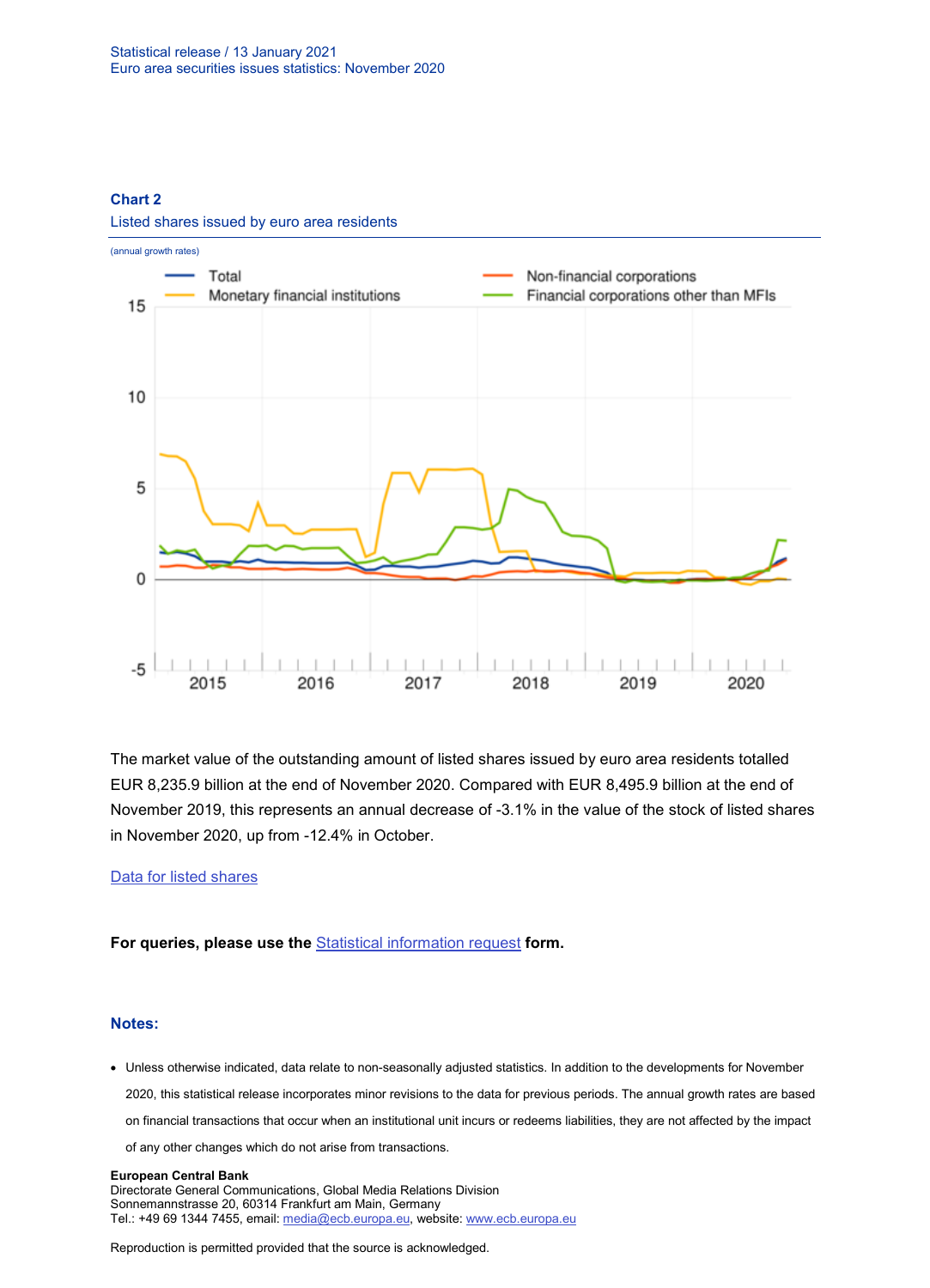### Chart 2

Listed shares issued by euro area residents

(annual growth rates)

The market value of the outstanding amount of listed shares issued by euro area residents totalled EUR 8,235.9 billion at the end of November 2020. Compared with EUR 8,495.9 billion at the end of November 2019, this represents an annual decrease of -3.1% in the value of the stock of listed shares in November 2020, up from -12.4% in October.

Data for listed shares

**For queries, please use the Statistical information request form.**

### Notes:

- Unless otherwise indicated, data relate to non-seasonally adjusted statistics. In addition to the developments for November 2020, this statistical release incorporates minor revisions to the data for previous periods. The annual growth rates are based on financial transactions that occur when an institutional unit incurs or redeems liabilities, they are not affected by the impact of any other changes which do not arise from transactions.

**European Central Bank**
Directorate General Communications, Global Media Relations Division
Sonnemannstrasse 20, 60314 Frankfurt am Main, Germany
Tel.: +49 69 1344 7455, email: media@ecb.europa.eu, website: www.ecb.europa.eu

Reproduction is permitted provided that the source is acknowledged.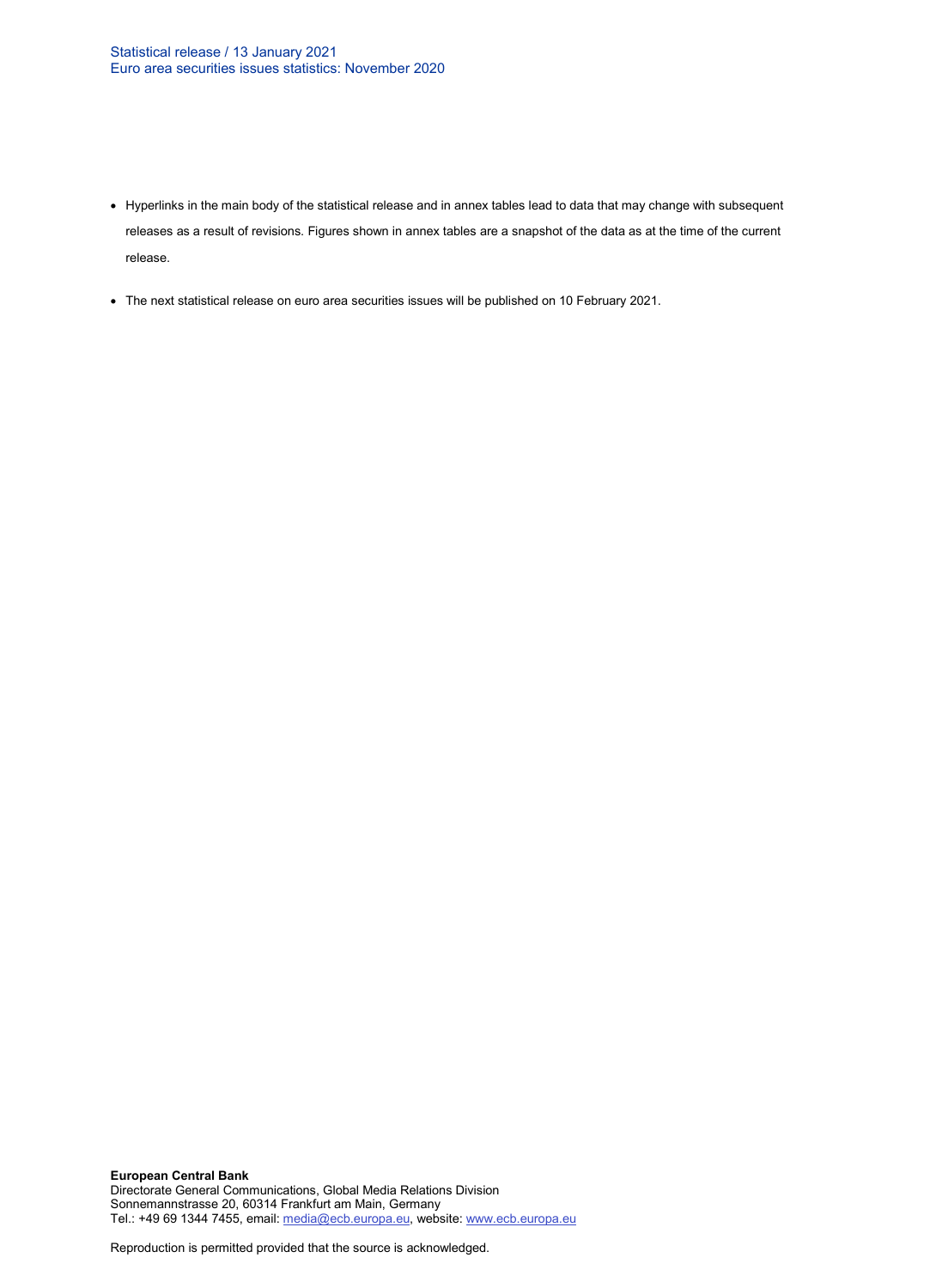- Hyperlinks in the main body of the statistical release and in annex tables lead to data that may change with subsequent releases as a result of revisions. Figures shown in annex tables are a snapshot of the data as at the time of the current release.

- The next statistical release on euro area securities issues will be published on 10 February 2021.

**European Central Bank**
Directorate General Communications, Global Media Relations Division
Sonnemannstrasse 20, 60314 Frankfurt am Main, Germany
Tel.: +49 69 1344 7455, email: media@ecb.europa.eu, website: www.ecb.europa.eu

Reproduction is permitted provided that the source is acknowledged.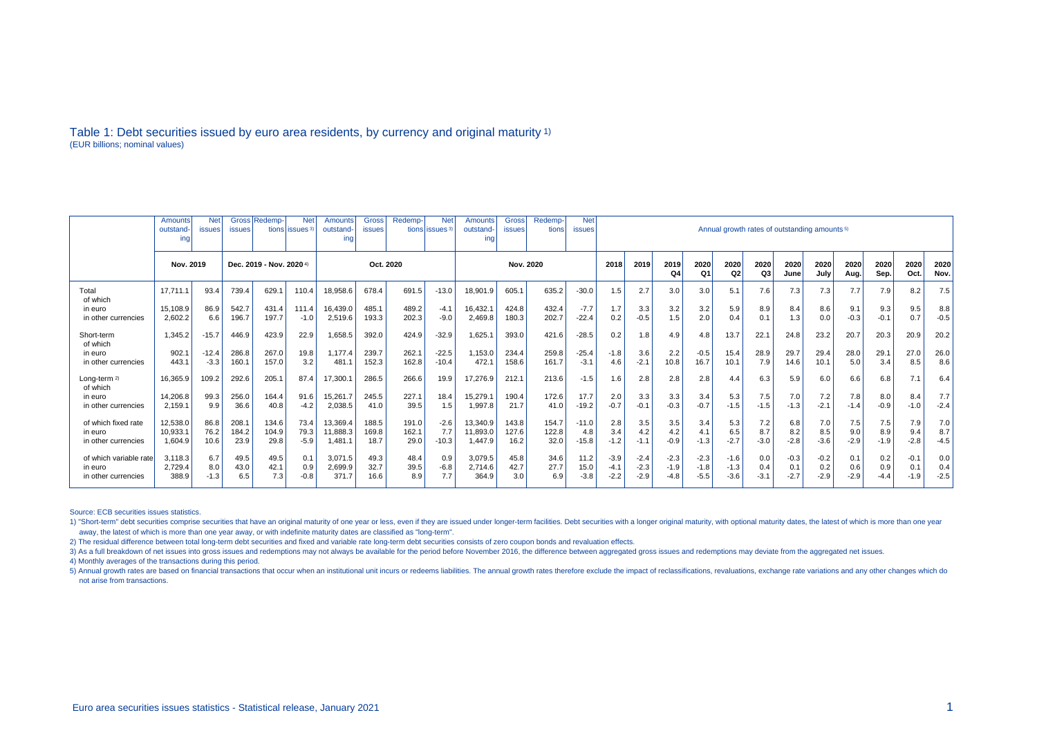## Table 1: Debt securities issued by euro area residents, by currency and original maturity [1)]

(EUR billions; nominal values)

| | Amounts outstanding | Net issues | Gross issues | Redemptions | Net issues [3)] | Amounts outstanding | Gross issues | Redemptions | Net issues [3)] | Amounts outstanding | Gross issues | Redemptions | Net issues | Annual growth rates of outstanding amounts [5)] | | | | | | | | | | | | | |
|---|---|---|---|---|---|---|---|---|---|---|---|---|---|---|---|---|---|---|---|---|---|---|---|---|---|---|---|
| | Nov. 2019 | | Dec. 2019 - Nov. 2020 [4)] | | | Oct. 2020 | | | | Nov. 2020 | | | | 2018 | 2019 | 2019 Q4 | 2020 Q1 | 2020 Q2 | 2020 Q3 | 2020 June | 2020 July | 2020 Aug. | 2020 Sep. | 2020 Oct. | 2020 Nov. |
| Total | 17,711.1 | 93.4 | 739.4 | 629.1 | 110.4 | 18,958.6 | 678.4 | 691.5 | -13.0 | 18,901.9 | 605.1 | 635.2 | -30.0 | 1.5 | 2.7 | 3.0 | 3.0 | 5.1 | 7.6 | 7.3 | 7.3 | 7.7 | 7.9 | 8.2 | 7.5 |
| of which | | | | | | | | | | | | | | | | | | | | | | | | | |
| in euro | 15,108.9 | 86.9 | 542.7 | 431.4 | 111.4 | 16,439.0 | 485.1 | 489.2 | -4.1 | 16,432.1 | 424.8 | 432.4 | -7.7 | 1.7 | 3.3 | 3.2 | 3.2 | 5.9 | 8.9 | 8.4 | 8.6 | 9.1 | 9.3 | 9.5 | 8.8 |
| in other currencies | 2,602.2 | 6.6 | 196.7 | 197.7 | -1.0 | 2,519.6 | 193.3 | 202.3 | -9.0 | 2,469.8 | 180.3 | 202.7 | -22.4 | 0.2 | -0.5 | 1.5 | 2.0 | 0.4 | 0.1 | 1.3 | 0.0 | -0.3 | -0.1 | 0.7 | -0.5 |
| Short-term | 1,345.2 | -15.7 | 446.9 | 423.9 | 22.9 | 1,658.5 | 392.0 | 424.9 | -32.9 | 1,625.1 | 393.0 | 421.6 | -28.5 | 0.2 | 1.8 | 4.9 | 4.8 | 13.7 | 22.1 | 24.8 | 23.2 | 20.7 | 20.3 | 20.9 | 20.2 |
| of which | | | | | | | | | | | | | | | | | | | | | | | | | |
| in euro | 902.1 | -12.4 | 286.8 | 267.0 | 19.8 | 1,177.4 | 239.7 | 262.1 | -22.5 | 1,153.0 | 234.4 | 259.8 | -25.4 | -1.8 | 3.6 | 2.2 | -0.5 | 15.4 | 28.9 | 29.7 | 29.4 | 28.0 | 29.1 | 27.0 | 26.0 |
| in other currencies | 443.1 | -3.3 | 160.1 | 157.0 | 3.2 | 481.1 | 152.3 | 162.8 | -10.4 | 472.1 | 158.6 | 161.7 | -3.1 | 4.6 | -2.1 | 10.8 | 16.7 | 10.1 | 7.9 | 14.6 | 10.1 | 5.0 | 3.4 | 8.5 | 8.6 |
| Long-term [2)] | 16,365.9 | 109.2 | 292.6 | 205.1 | 87.4 | 17,300.1 | 286.5 | 266.6 | 19.9 | 17,276.9 | 212.1 | 213.6 | -1.5 | 1.6 | 2.8 | 2.8 | 2.8 | 4.4 | 6.3 | 5.9 | 6.0 | 6.6 | 6.8 | 7.1 | 6.4 |
| of which | | | | | | | | | | | | | | | | | | | | | | | | | |
| in euro | 14,206.8 | 99.3 | 256.0 | 164.4 | 91.6 | 15,261.7 | 245.5 | 227.1 | 18.4 | 15,279.1 | 190.4 | 172.6 | 17.7 | 2.0 | 3.3 | 3.3 | 3.4 | 5.3 | 7.5 | 7.0 | 7.2 | 7.8 | 8.0 | 8.4 | 7.7 |
| in other currencies | 2,159.1 | 9.9 | 36.6 | 40.8 | -4.2 | 2,038.5 | 41.0 | 39.5 | 1.5 | 1,997.8 | 21.7 | 41.0 | -19.2 | -0.7 | -0.1 | -0.3 | -0.7 | -1.5 | -1.5 | -1.3 | -2.1 | -1.4 | -0.9 | -1.0 | -2.4 |
| of which fixed rate | 12,538.0 | 86.8 | 208.1 | 134.6 | 73.4 | 13,369.4 | 188.5 | 191.0 | -2.6 | 13,340.9 | 143.8 | 154.7 | -11.0 | 2.8 | 3.5 | 3.5 | 3.4 | 5.3 | 7.2 | 6.8 | 7.0 | 7.5 | 7.5 | 7.9 | 7.0 |
| in euro | 10,933.1 | 76.2 | 184.2 | 104.9 | 79.3 | 11,888.3 | 169.8 | 162.1 | 7.7 | 11,893.0 | 127.6 | 122.8 | 4.8 | 3.4 | 4.2 | 4.2 | 4.1 | 6.5 | 8.7 | 8.2 | 8.5 | 9.0 | 8.9 | 9.4 | 8.7 |
| in other currencies | 1,604.9 | 10.6 | 23.9 | 29.8 | -5.9 | 1,481.1 | 18.7 | 29.0 | -10.3 | 1,447.9 | 16.2 | 32.0 | -15.8 | -1.2 | -1.1 | -0.9 | -1.3 | -2.7 | -3.0 | -2.8 | -3.6 | -2.9 | -1.9 | -2.8 | -4.5 |
| of which variable rate | 3,118.3 | 6.7 | 49.5 | 49.5 | 0.1 | 3,071.5 | 49.3 | 48.4 | 0.9 | 3,079.5 | 45.8 | 34.6 | 11.2 | -3.9 | -2.4 | -2.3 | -2.3 | -1.6 | 0.0 | -0.3 | -0.2 | 0.1 | 0.2 | -0.1 | 0.0 |
| in euro | 2,729.4 | 8.0 | 43.0 | 42.1 | 0.9 | 2,699.9 | 32.7 | 39.5 | -6.8 | 2,714.6 | 42.7 | 27.7 | 15.0 | -4.1 | -2.3 | -1.9 | -1.8 | -1.3 | 0.4 | 0.1 | 0.2 | 0.6 | 0.9 | 0.1 | 0.4 |
| in other currencies | 388.9 | -1.3 | 6.5 | 7.3 | -0.8 | 371.7 | 16.6 | 8.9 | 7.7 | 364.9 | 3.0 | 6.9 | -3.8 | -2.2 | -2.9 | -4.8 | -5.5 | -3.6 | -3.1 | -2.7 | -2.9 | -2.9 | -4.4 | -1.9 | -2.5 |

Source: ECB securities issues statistics.

1) "Short-term" debt securities comprise securities that have an original maturity of one year or less, even if they are issued under longer-term facilities. Debt securities with a longer original maturity, with optional maturity dates, the latest of which is more than one year away, the latest of which is more than one year away, or with indefinite maturity dates are classified as "long-term".

2) The residual difference between total long-term debt securities and fixed and variable rate long-term debt securities consists of zero coupon bonds and revaluation effects.

3) As a full breakdown of net issues into gross issues and redemptions may not always be available for the period before November 2016, the difference between aggregated gross issues and redemptions may deviate from the aggregated net issues.

4) Monthly averages of the transactions during this period.

5) Annual growth rates are based on financial transactions that occur when an institutional unit incurs or redeems liabilities. The annual growth rates therefore exclude the impact of reclassifications, revaluations, exchange rate variations and any other changes which do not arise from transactions.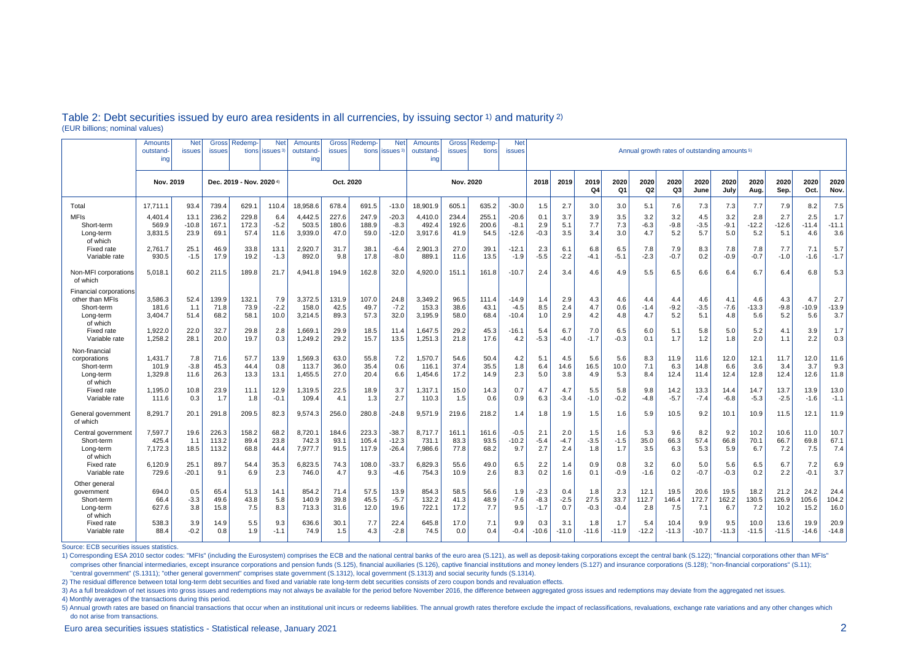## Table 2: Debt securities issued by euro area residents in all currencies, by issuing sector [1] and maturity [2]

(EUR billions; nominal values)

| | Amounts outstanding | Net issues | Gross issues | Redemptions | Net issues [3] | Amounts outstanding | Gross issues | Redemptions | Net issues [3] | Amounts outstanding | Gross issues | Redemptions | Net issues | Annual growth rates of outstanding amounts [5] | | | | | | | | | | | | |
|---|---|---|---|---|---|---|---|---|---|---|---|---|---|---|---|---|---|---|---|---|---|---|---|---|---|---|
| | Nov. 2019 | | Dec. 2019 - Nov. 2020 [4] | | | Oct. 2020 | | | | Nov. 2020 | | | | 2018 | 2019 | 2019 Q4 | 2020 Q1 | 2020 Q2 | 2020 Q3 | 2020 June | 2020 July | 2020 Aug. | 2020 Sep. | 2020 Oct. | 2020 Nov. |
| Total | 17,711.1 | 93.4 | 739.4 | 629.1 | 110.4 | 18,958.6 | 678.4 | 691.5 | -13.0 | 18,901.9 | 605.1 | 635.2 | -30.0 | 1.5 | 2.7 | 3.0 | 3.0 | 5.1 | 7.6 | 7.3 | 7.3 | 7.7 | 7.9 | 8.2 | 7.5 |
| MFIs | 4,401.4 | 13.1 | 236.2 | 229.8 | 6.4 | 4,442.5 | 227.6 | 247.9 | -20.3 | 4,410.0 | 234.4 | 255.1 | -20.6 | 0.1 | 3.7 | 3.9 | 3.5 | 3.2 | 3.2 | 4.5 | 3.2 | 2.8 | 2.7 | 2.5 | 1.7 |
| Short-term | 569.9 | -10.8 | 167.1 | 172.3 | -5.2 | 503.5 | 180.6 | 188.9 | -8.3 | 492.4 | 192.6 | 200.6 | -8.1 | 2.9 | 5.1 | 7.7 | 7.3 | -6.3 | -9.8 | -3.5 | -9.1 | -12.2 | -12.6 | -11.4 | -11.1 |
| Long-term | 3,831.5 | 23.9 | 69.1 | 57.4 | 11.6 | 3,939.0 | 47.0 | 59.0 | -12.0 | 3,917.6 | 41.9 | 54.5 | -12.6 | -0.3 | 3.5 | 3.4 | 3.0 | 4.7 | 5.2 | 5.7 | 5.0 | 5.2 | 5.1 | 4.6 | 3.6 |
| of which | | | | | | | | | | | | | | | | | | | | | | | | | |
| Fixed rate | 2,761.7 | 25.1 | 46.9 | 33.8 | 13.1 | 2,920.7 | 31.7 | 38.1 | -6.4 | 2,901.3 | 27.0 | 39.1 | -12.1 | 2.3 | 6.1 | 6.8 | 6.5 | 7.8 | 7.9 | 8.3 | 7.8 | 7.8 | 7.7 | 7.1 | 5.7 |
| Variable rate | 930.5 | -1.5 | 17.9 | 19.2 | -1.3 | 892.0 | 9.8 | 17.8 | -8.0 | 889.1 | 11.6 | 13.5 | -1.9 | -5.5 | -2.2 | -4.1 | -5.1 | -2.3 | -0.7 | 0.2 | -0.9 | -0.7 | -1.0 | -1.6 | -1.7 |
| Non-MFI corporations | 5,018.1 | 60.2 | 211.5 | 189.8 | 21.7 | 4,941.8 | 194.9 | 162.8 | 32.0 | 4,920.0 | 151.1 | 161.8 | -10.7 | 2.4 | 3.4 | 4.6 | 4.9 | 5.5 | 6.5 | 6.6 | 6.4 | 6.7 | 6.4 | 6.8 | 5.3 |
| of which | | | | | | | | | | | | | | | | | | | | | | | | | |
| Financial corporations other than MFIs | 3,586.3 | 52.4 | 139.9 | 132.1 | 7.9 | 3,372.5 | 131.9 | 107.0 | 24.8 | 3,349.2 | 96.5 | 111.4 | -14.9 | 1.4 | 2.9 | 4.3 | 4.6 | 4.4 | 4.4 | 4.6 | 4.1 | 4.6 | 4.3 | 4.7 | 2.7 |
| Short-term | 181.6 | 1.1 | 71.8 | 73.9 | -2.2 | 158.0 | 42.5 | 49.7 | -7.2 | 153.3 | 38.6 | 43.1 | -4.5 | 8.5 | 2.4 | 4.7 | 0.6 | -1.4 | -9.2 | -3.5 | -7.6 | -13.3 | -9.8 | -10.9 | -13.9 |
| Long-term | 3,404.7 | 51.4 | 68.2 | 58.1 | 10.0 | 3,214.5 | 89.3 | 57.3 | 32.0 | 3,195.9 | 58.0 | 68.4 | -10.4 | 1.0 | 2.9 | 4.2 | 4.8 | 4.7 | 5.2 | 5.1 | 4.8 | 5.6 | 5.2 | 5.6 | 3.7 |
| of which | | | | | | | | | | | | | | | | | | | | | | | | | |
| Fixed rate | 1,922.0 | 22.0 | 32.7 | 29.8 | 2.8 | 1,669.1 | 29.9 | 18.5 | 11.4 | 1,647.5 | 29.2 | 45.3 | -16.1 | 5.4 | 6.7 | 7.0 | 6.5 | 6.0 | 5.1 | 5.8 | 5.0 | 5.2 | 4.1 | 3.9 | 1.7 |
| Variable rate | 1,258.2 | 28.1 | 20.0 | 19.7 | 0.3 | 1,249.2 | 29.2 | 15.7 | 13.5 | 1,251.3 | 21.8 | 17.6 | 4.2 | -5.3 | -4.0 | -1.7 | -0.3 | 0.1 | 1.7 | 1.2 | 1.8 | 2.0 | 1.1 | 2.2 | 0.3 |
| Non-financial corporations | 1,431.7 | 7.8 | 71.6 | 57.7 | 13.9 | 1,569.3 | 63.0 | 55.8 | 7.2 | 1,570.7 | 54.6 | 50.4 | 4.2 | 5.1 | 4.5 | 5.6 | 5.6 | 8.3 | 11.9 | 11.6 | 12.0 | 12.1 | 11.7 | 12.0 | 11.6 |
| Short-term | 101.9 | -3.8 | 45.3 | 44.4 | 0.8 | 113.7 | 36.0 | 35.4 | 0.6 | 116.1 | 37.4 | 35.5 | 1.8 | 6.4 | 14.6 | 16.5 | 10.0 | 7.1 | 6.3 | 14.8 | 6.6 | 3.6 | 3.4 | 3.7 | 9.3 |
| Long-term | 1,329.8 | 11.6 | 26.3 | 13.3 | 13.1 | 1,455.5 | 27.0 | 20.4 | 6.6 | 1,454.6 | 17.2 | 14.9 | 2.3 | 5.0 | 3.8 | 4.9 | 5.3 | 8.4 | 12.4 | 11.4 | 12.4 | 12.8 | 12.4 | 12.6 | 11.8 |
| of which | | | | | | | | | | | | | | | | | | | | | | | | | |
| Fixed rate | 1,195.0 | 10.8 | 23.9 | 11.1 | 12.9 | 1,319.5 | 22.5 | 18.9 | 3.7 | 1,317.1 | 15.0 | 14.3 | 0.7 | 4.7 | 4.7 | 5.5 | 5.8 | 9.8 | 14.2 | 13.3 | 14.4 | 14.7 | 13.7 | 13.9 | 13.0 |
| Variable rate | 111.6 | 0.3 | 1.7 | 1.8 | -0.1 | 109.4 | 4.1 | 1.3 | 2.7 | 110.3 | 1.5 | 0.6 | 0.9 | 6.3 | -3.4 | -1.0 | -0.2 | -4.8 | -5.7 | -7.4 | -6.8 | -5.3 | -2.5 | -1.6 | -1.1 |
| General government | 8,291.7 | 20.1 | 291.8 | 209.5 | 82.3 | 9,574.3 | 256.0 | 280.8 | -24.8 | 9,571.9 | 219.6 | 218.2 | 1.4 | 1.8 | 1.9 | 1.5 | 1.6 | 5.9 | 10.5 | 9.2 | 10.1 | 10.9 | 11.5 | 12.1 | 11.9 |
| of which | | | | | | | | | | | | | | | | | | | | | | | | | |
| Central government | 7,597.7 | 19.6 | 226.3 | 158.2 | 68.2 | 8,720.1 | 184.6 | 223.3 | -38.7 | 8,717.7 | 161.1 | 161.6 | -0.5 | 2.1 | 2.0 | 1.5 | 1.6 | 5.3 | 9.6 | 8.2 | 9.2 | 10.2 | 10.6 | 11.0 | 10.7 |
| Short-term | 425.4 | 1.1 | 113.2 | 89.4 | 23.8 | 742.3 | 93.1 | 105.4 | -12.3 | 731.1 | 83.3 | 93.5 | -10.2 | -5.4 | -4.7 | -3.5 | -1.5 | 35.0 | 66.3 | 57.4 | 66.8 | 70.1 | 66.7 | 69.8 | 67.1 |
| Long-term | 7,172.3 | 18.5 | 113.2 | 68.8 | 44.4 | 7,977.7 | 91.5 | 117.9 | -26.4 | 7,986.6 | 77.8 | 68.2 | 9.7 | 2.7 | 2.4 | 1.8 | 1.7 | 3.5 | 6.3 | 5.3 | 5.9 | 6.7 | 7.2 | 7.5 | 7.4 |
| of which | | | | | | | | | | | | | | | | | | | | | | | | | |
| Fixed rate | 6,120.9 | 25.1 | 89.7 | 54.4 | 35.3 | 6,823.5 | 74.3 | 108.0 | -33.7 | 6,829.3 | 55.6 | 49.0 | 6.5 | 2.2 | 1.4 | 0.9 | 0.8 | 3.2 | 6.0 | 5.0 | 5.6 | 6.5 | 6.7 | 7.2 | 6.9 |
| Variable rate | 729.6 | -20.1 | 9.1 | 6.9 | 2.3 | 746.0 | 4.7 | 9.3 | -4.6 | 754.3 | 10.9 | 2.6 | 8.3 | 0.2 | 1.6 | 0.1 | -0.9 | -1.6 | 0.2 | -0.7 | -0.3 | 0.2 | 2.2 | -0.1 | 3.7 |
| Other general government | 694.0 | 0.5 | 65.4 | 51.3 | 14.1 | 854.2 | 71.4 | 57.5 | 13.9 | 854.3 | 58.5 | 56.6 | 1.9 | -2.3 | 0.4 | 1.8 | 2.3 | 12.1 | 19.5 | 20.6 | 19.5 | 18.2 | 21.2 | 24.2 | 24.4 |
| Short-term | 66.4 | -3.3 | 49.6 | 43.8 | 5.8 | 140.9 | 39.8 | 45.5 | -5.7 | 132.2 | 41.3 | 48.9 | -7.6 | -8.3 | -2.5 | 27.5 | 33.7 | 112.7 | 146.4 | 172.7 | 162.2 | 130.5 | 126.9 | 105.6 | 104.2 |
| Long-term | 627.6 | 3.8 | 15.8 | 7.5 | 8.3 | 713.3 | 31.6 | 12.0 | 19.6 | 722.1 | 17.2 | 7.7 | 9.5 | -1.7 | 0.7 | -0.3 | -0.4 | 2.8 | 7.5 | 7.1 | 6.7 | 7.2 | 10.2 | 15.2 | 16.0 |
| of which | | | | | | | | | | | | | | | | | | | | | | | | | |
| Fixed rate | 538.3 | 3.9 | 14.9 | 5.5 | 9.3 | 636.6 | 30.1 | 7.7 | 22.4 | 645.8 | 17.0 | 7.1 | 9.9 | 0.3 | 3.1 | 1.8 | 1.7 | 5.4 | 10.4 | 9.9 | 9.5 | 10.0 | 13.6 | 19.9 | 20.9 |
| Variable rate | 88.4 | -0.2 | 0.8 | 1.9 | -1.1 | 74.9 | 1.5 | 4.3 | -2.8 | 74.5 | 0.0 | 0.4 | -0.4 | -10.6 | -11.0 | -11.6 | -11.9 | -12.2 | -11.3 | -10.7 | -11.3 | -11.5 | -11.5 | -14.6 | -14.8 |

Source: ECB securities issues statistics.

1) Corresponding ESA 2010 sector codes: "MFIs" (including the Eurosystem) comprises the ECB and the national central banks of the euro area (S.121), as well as deposit-taking corporations except the central bank (S.122); "financial corporations other than MFIs" comprises other financial intermediaries, except insurance corporations and pension funds (S.125), financial auxiliaries (S.126), captive financial institutions and money lenders (S.127) and insurance corporations (S.128); "non-financial corporations" (S.11); "central government" (S.1311); "other general government" comprises state government (S.1312), local government (S.1313) and social security funds (S.1314).

2) The residual difference between total long-term debt securities and fixed and variable rate long-term debt securities consists of zero coupon bonds and revaluation effects.

3) As a full breakdown of net issues into gross issues and redemptions may not always be available for the period before November 2016, the difference between aggregated gross issues and redemptions may deviate from the aggregated net issues.

4) Monthly averages of the transactions during this period.

5) Annual growth rates are based on financial transactions that occur when an institutional unit incurs or redeems liabilities. The annual growth rates therefore exclude the impact of reclassifications, revaluations, exchange rate variations and any other changes which do not arise from transactions.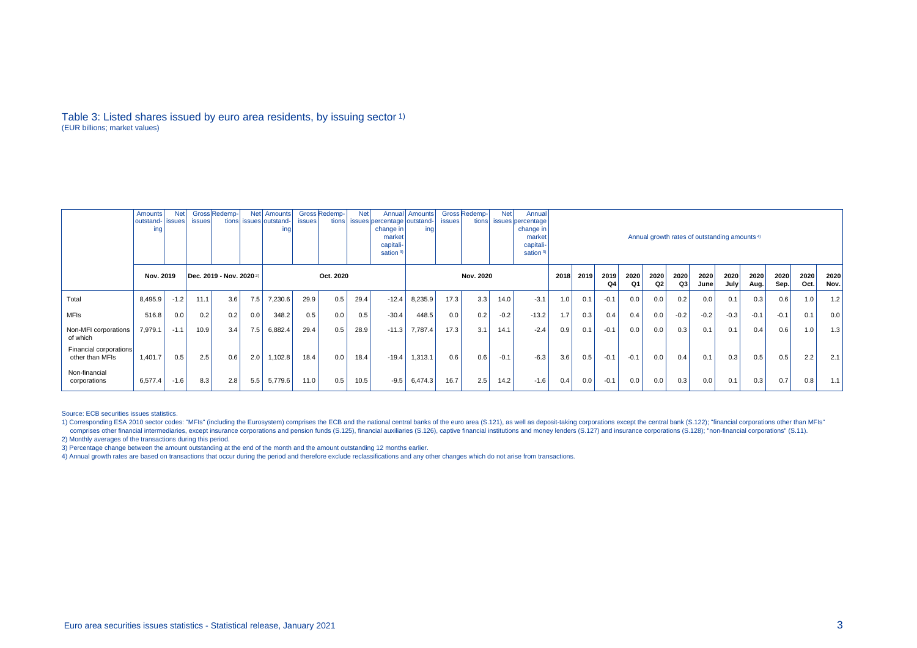Table 3: Listed shares issued by euro area residents, by issuing sector 1)

(EUR billions; market values)

| | Amounts outstanding | Net issues | Gross issues | Redemptions | Net issues | Amounts outstanding | Gross issues | Redemptions | Net issues | Annual percentage change in market capitalisation 3) | Amounts outstanding | Gross issues | Redemptions | Net issues | Annual percentage change in market capitalisation 3) | Annual growth rates of outstanding amounts 4) | | | | | | | | | | | | |
|---|---|---|---|---|---|---|---|---|---|---|---|---|---|---|---|---|---|---|---|---|---|---|---|---|---|---|---|
| | Nov. 2019 | | Dec. 2019 - Nov. 2020 2) | | | Oct. 2020 | | | | | Nov. 2020 | | | | | 2018 | 2019 | 2019 Q4 | 2020 Q1 | 2020 Q2 | 2020 Q3 | 2020 June | 2020 July | 2020 Aug. | 2020 Sep. | 2020 Oct. | 2020 Nov. |
| Total | 8,495.9 | -1.2 | 11.1 | 3.6 | 7.5 | 7,230.6 | 29.9 | 0.5 | 29.4 | -12.4 | 8,235.9 | 17.3 | 3.3 | 14.0 | -3.1 | 1.0 | 0.1 | -0.1 | 0.0 | 0.0 | 0.2 | 0.0 | 0.1 | 0.3 | 0.6 | 1.0 | 1.2 |
| MFIs | 516.8 | 0.0 | 0.2 | 0.2 | 0.0 | 348.2 | 0.5 | 0.0 | 0.5 | -30.4 | 448.5 | 0.0 | 0.2 | -0.2 | -13.2 | 1.7 | 0.3 | 0.4 | 0.4 | 0.0 | -0.2 | -0.2 | -0.3 | -0.1 | -0.1 | 0.1 | 0.0 |
| Non-MFI corporations of which | 7,979.1 | -1.1 | 10.9 | 3.4 | 7.5 | 6,882.4 | 29.4 | 0.5 | 28.9 | -11.3 | 7,787.4 | 17.3 | 3.1 | 14.1 | -2.4 | 0.9 | 0.1 | -0.1 | 0.0 | 0.0 | 0.3 | 0.1 | 0.1 | 0.4 | 0.6 | 1.0 | 1.3 |
| Financial corporations other than MFIs | 1,401.7 | 0.5 | 2.5 | 0.6 | 2.0 | 1,102.8 | 18.4 | 0.0 | 18.4 | -19.4 | 1,313.1 | 0.6 | 0.6 | -0.1 | -6.3 | 3.6 | 0.5 | -0.1 | -0.1 | 0.0 | 0.4 | 0.1 | 0.3 | 0.5 | 0.5 | 2.2 | 2.1 |
| Non-financial corporations | 6,577.4 | -1.6 | 8.3 | 2.8 | 5.5 | 5,779.6 | 11.0 | 0.5 | 10.5 | -9.5 | 6,474.3 | 16.7 | 2.5 | 14.2 | -1.6 | 0.4 | 0.0 | -0.1 | 0.0 | 0.0 | 0.3 | 0.0 | 0.1 | 0.3 | 0.7 | 0.8 | 1.1 |

Source: ECB securities issues statistics.

1) Corresponding ESA 2010 sector codes: "MFIs" (including the Eurosystem) comprises the ECB and the national central banks of the euro area (S.121), as well as deposit-taking corporations except the central bank (S.122); "financial corporations other than MFIs" comprises other financial intermediaries, except insurance corporations and pension funds (S.125), financial auxiliaries (S.126), captive financial institutions and money lenders (S.127) and insurance corporations (S.128); "non-financial corporations" (S.11).

2) Monthly averages of the transactions during this period.

3) Percentage change between the amount outstanding at the end of the month and the amount outstanding 12 months earlier.

4) Annual growth rates are based on transactions that occur during the period and therefore exclude reclassifications and any other changes which do not arise from transactions.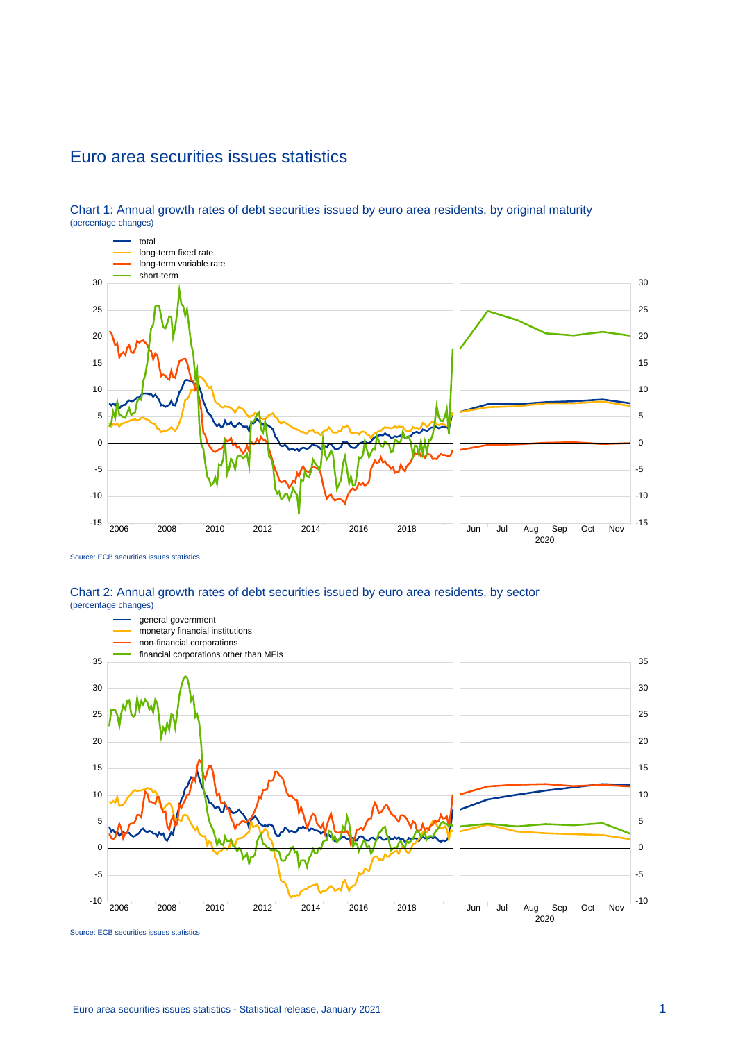# Euro area securities issues statistics

Chart 1: Annual growth rates of debt securities issued by euro area residents, by original maturity
(percentage changes)

Source: ECB securities issues statistics.

Chart 2: Annual growth rates of debt securities issued by euro area residents, by sector
(percentage changes)

Source: ECB securities issues statistics.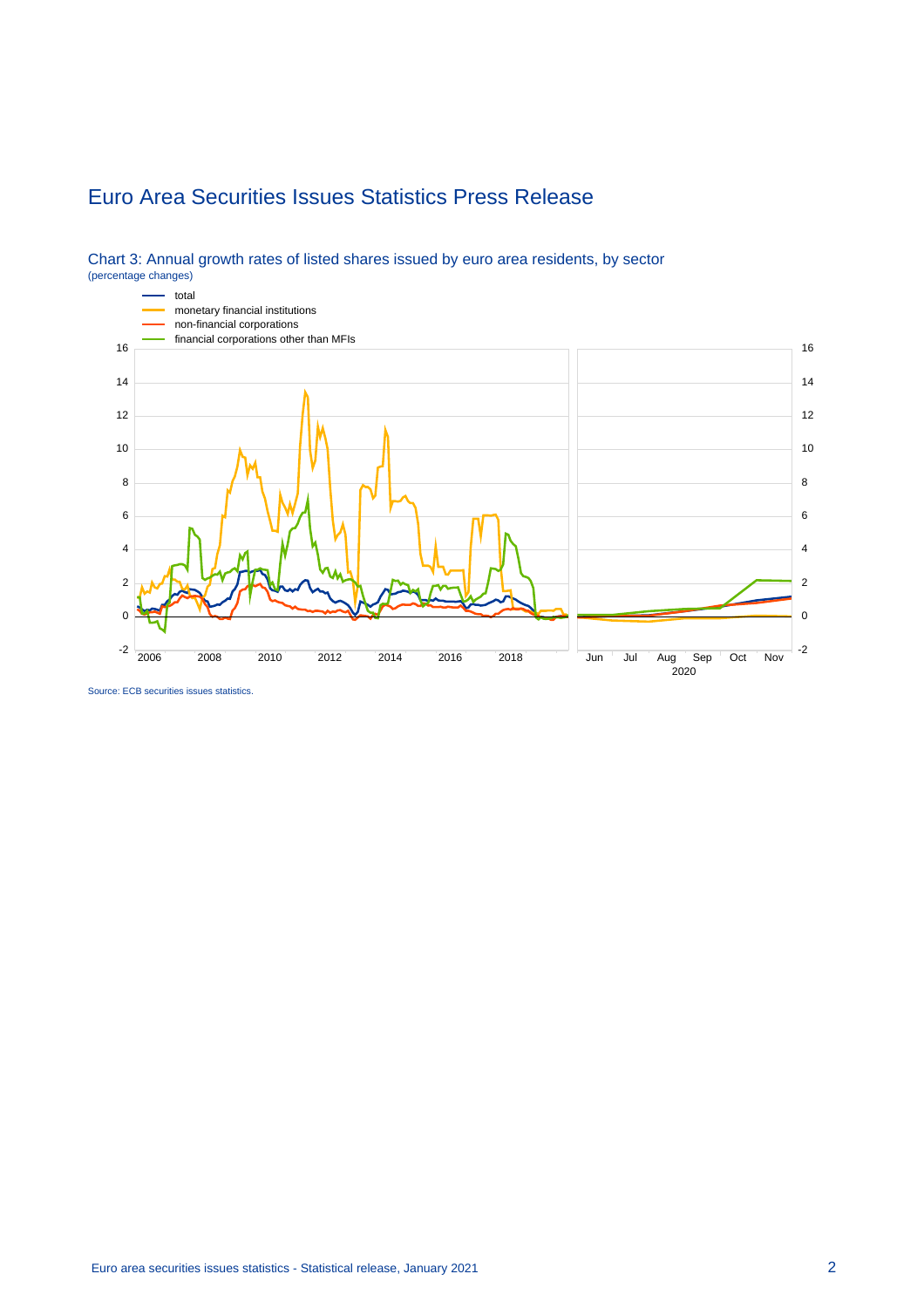# Euro Area Securities Issues Statistics Press Release

Chart 3: Annual growth rates of listed shares issued by euro area residents, by sector
(percentage changes)

total
monetary financial institutions
non-financial corporations
financial corporations other than MFIs

16
14
12
10
8
6
4
2
0
-2

2006 2008 2010 2012 2014 2016 2018

Jun Jul Aug Sep Oct Nov
2020

Source: ECB securities issues statistics.